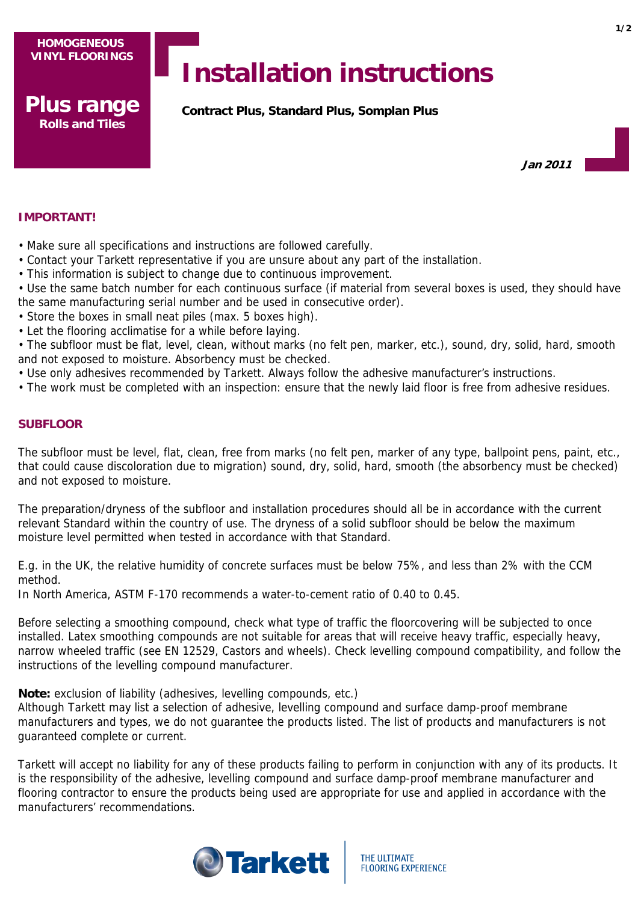HOMOGENEOUS VINYL FLOORINGS

**Plus range**
**Rolls and Tiles**

# Installation instructions

**Contract Plus, Standard Plus, Somplan Plus**

***Jan 2011***

## IMPORTANT!

- Make sure all specifications and instructions are followed carefully.
- Contact your Tarkett representative if you are unsure about any part of the installation.
- This information is subject to change due to continuous improvement.
- Use the same batch number for each continuous surface (if material from several boxes is used, they should have the same manufacturing serial number and be used in consecutive order).
- Store the boxes in small neat piles (max. 5 boxes high).
- Let the flooring acclimatise for a while before laying.
- The subfloor must be flat, level, clean, without marks (no felt pen, marker, etc.), sound, dry, solid, hard, smooth and not exposed to moisture. Absorbency must be checked.
- Use only adhesives recommended by Tarkett. Always follow the adhesive manufacturer's instructions.
- The work must be completed with an inspection: ensure that the newly laid floor is free from adhesive residues.

## SUBFLOOR

The subfloor must be level, flat, clean, free from marks (no felt pen, marker of any type, ballpoint pens, paint, etc., that could cause discoloration due to migration) sound, dry, solid, hard, smooth (the absorbency must be checked) and not exposed to moisture.

The preparation/dryness of the subfloor and installation procedures should all be in accordance with the current relevant Standard within the country of use. The dryness of a solid subfloor should be below the maximum moisture level permitted when tested in accordance with that Standard.

E.g. in the UK, the relative humidity of concrete surfaces must be below 75%, and less than 2% with the CCM method.
In North America, ASTM F-170 recommends a water-to-cement ratio of 0.40 to 0.45.

Before selecting a smoothing compound, check what type of traffic the floorcovering will be subjected to once installed. Latex smoothing compounds are not suitable for areas that will receive heavy traffic, especially heavy, narrow wheeled traffic (see EN 12529, Castors and wheels). Check levelling compound compatibility, and follow the instructions of the levelling compound manufacturer.

**Note:** exclusion of liability (adhesives, levelling compounds, etc.)
Although Tarkett may list a selection of adhesive, levelling compound and surface damp-proof membrane manufacturers and types, we do not guarantee the products listed. The list of products and manufacturers is not guaranteed complete or current.

Tarkett will accept no liability for any of these products failing to perform in conjunction with any of its products. It is the responsibility of the adhesive, levelling compound and surface damp-proof membrane manufacturer and flooring contractor to ensure the products being used are appropriate for use and applied in accordance with the manufacturers' recommendations.

Tarkett THE ULTIMATE FLOORING EXPERIENCE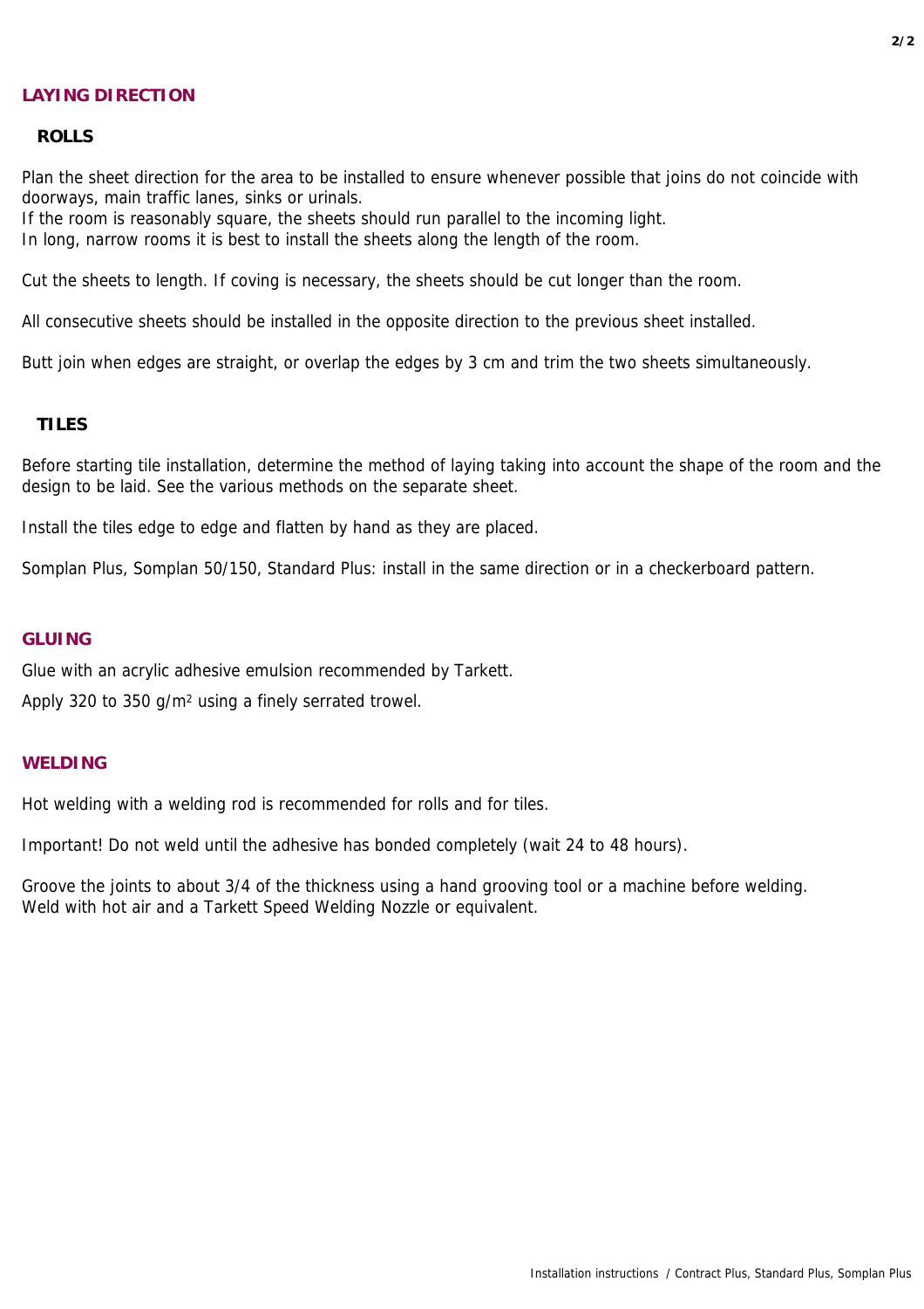## LAYING DIRECTION

### ROLLS

Plan the sheet direction for the area to be installed to ensure whenever possible that joins do not coincide with doorways, main traffic lanes, sinks or urinals.
If the room is reasonably square, the sheets should run parallel to the incoming light.
In long, narrow rooms it is best to install the sheets along the length of the room.

Cut the sheets to length. If coving is necessary, the sheets should be cut longer than the room.

All consecutive sheets should be installed in the opposite direction to the previous sheet installed.

Butt join when edges are straight, or overlap the edges by 3 cm and trim the two sheets simultaneously.

### TILES

Before starting tile installation, determine the method of laying taking into account the shape of the room and the design to be laid. See the various methods on the separate sheet.

Install the tiles edge to edge and flatten by hand as they are placed.

Somplan Plus, Somplan 50/150, Standard Plus: install in the same direction or in a checkerboard pattern.

## GLUING

Glue with an acrylic adhesive emulsion recommended by Tarkett.

Apply 320 to 350 g/m² using a finely serrated trowel.

## WELDING

Hot welding with a welding rod is recommended for rolls and for tiles.

Important! Do not weld until the adhesive has bonded completely (wait 24 to 48 hours).

Groove the joints to about 3/4 of the thickness using a hand grooving tool or a machine before welding.
Weld with hot air and a Tarkett Speed Welding Nozzle or equivalent.